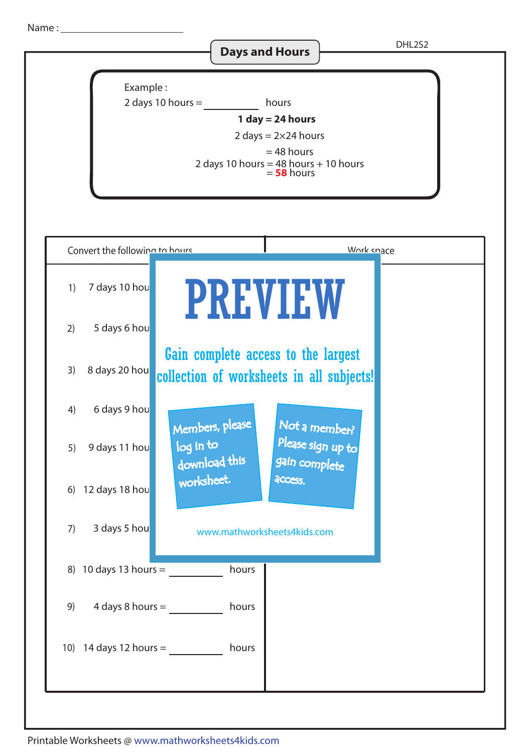Name : ____________________

DHL2S2

# Days and Hours

Example :

2 days 10 hours = ________ hours

**1 day = 24 hours**

2 days = 2×24 hours

= 48 hours

2 days 10 hours = 48 hours + 10 hours

= **58** hours

| Convert the following to hours | Work space |
|---|---|
| 1) 7 days 10 hou | |
| 2) 5 days 6 hou | |
| 3) 8 days 20 hou | |
| 4) 6 days 9 hou | |
| 5) 9 days 11 hou | |
| 6) 12 days 18 hou | |
| 7) 3 days 5 hou | |
| 8) 10 days 13 hours = ________ hours | |
| 9) 4 days 8 hours = ________ hours | |
| 10) 14 days 12 hours = ________ hours | |

PREVIEW

Gain complete access to the largest collection of worksheets in all subjects!

Members, please log in to download this worksheet.

Not a member? Please sign up to gain complete access.

www.mathworksheets4kids.com

Printable Worksheets @ www.mathworksheets4kids.com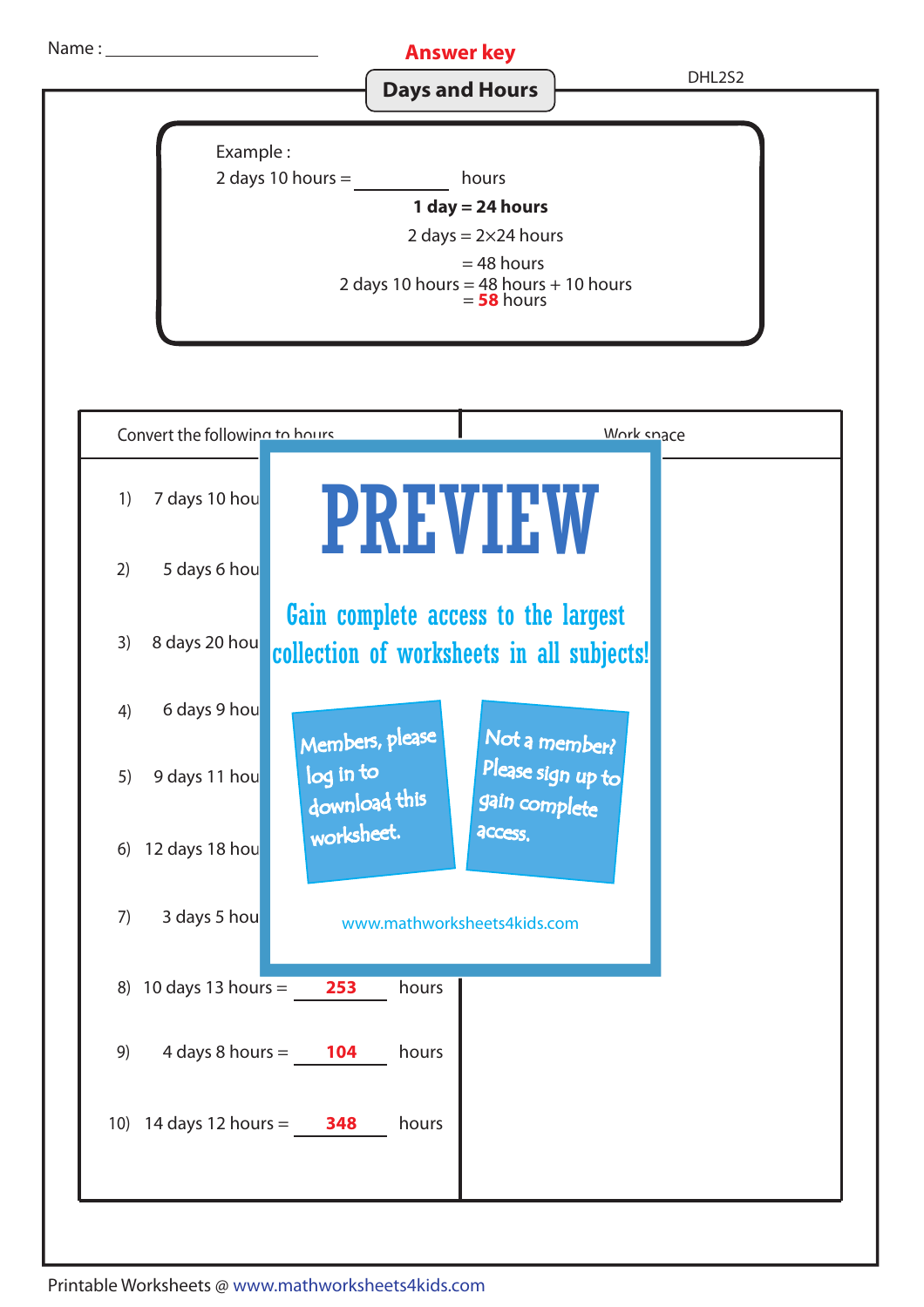Name : ____________________

**Answer key**

# Days and Hours

DHL2S2

Example :

2 days 10 hours = ________ hours

**1 day = 24 hours**

2 days = 2×24 hours

= 48 hours

2 days 10 hours = 48 hours + 10 hours

= **58** hours

| Convert the following to hours | Work space |
|---|---|
| 1) 7 days 10 hou | |
| 2) 5 days 6 hou | |
| 3) 8 days 20 hou | |
| 4) 6 days 9 hou | |
| 5) 9 days 11 hou | |
| 6) 12 days 18 hou | |
| 7) 3 days 5 hou | |
| 8) 10 days 13 hours = **253** hours | |
| 9) 4 days 8 hours = **104** hours | |
| 10) 14 days 12 hours = **348** hours | |

PREVIEW

Gain complete access to the largest collection of worksheets in all subjects!

Members, please log in to download this worksheet.

Not a member? Please sign up to gain complete access.

www.mathworksheets4kids.com

Printable Worksheets @ www.mathworksheets4kids.com